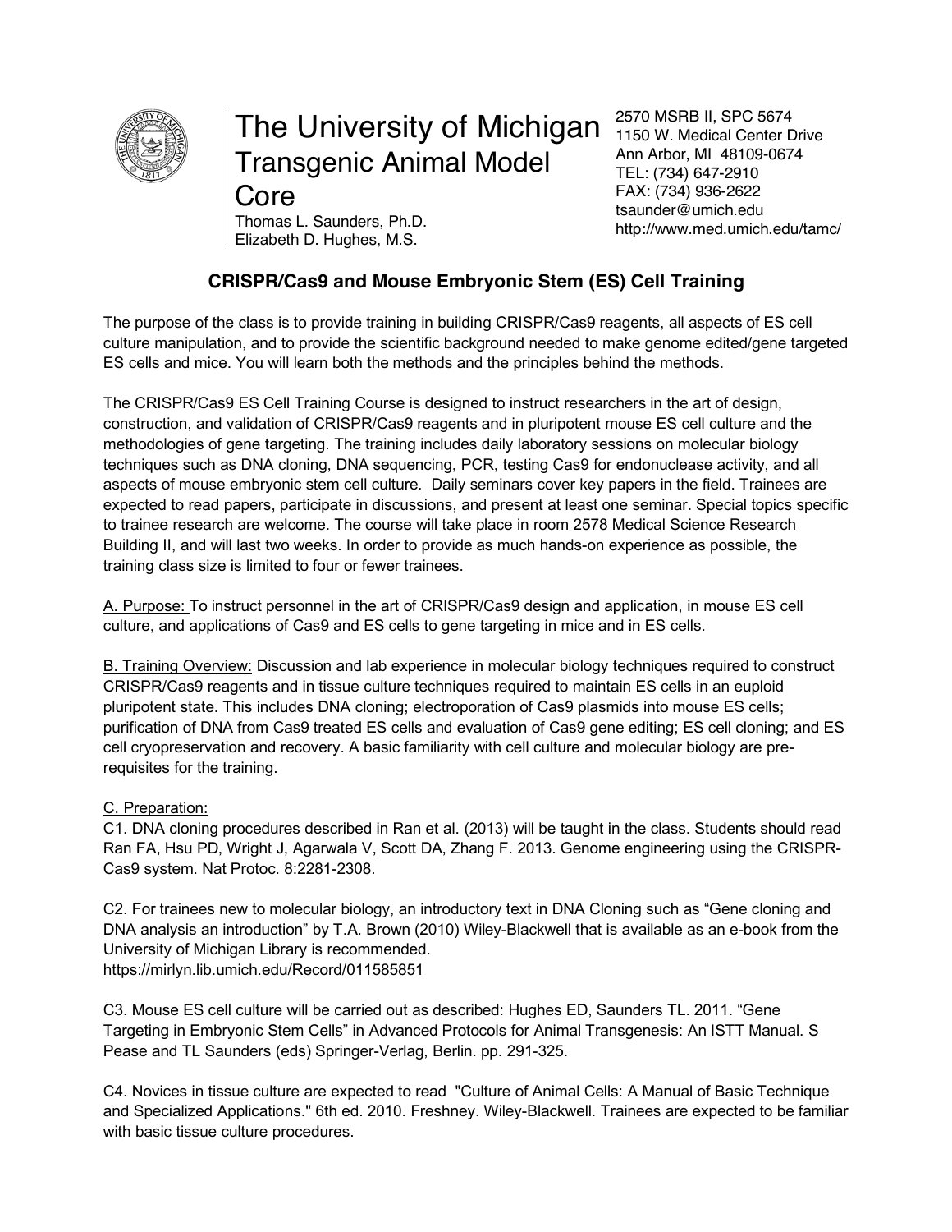# The University of Michigan Transgenic Animal Model Core

Thomas L. Saunders, Ph.D.
Elizabeth D. Hughes, M.S.

2570 MSRB II, SPC 5674
1150 W. Medical Center Drive
Ann Arbor, MI 48109-0674
TEL: (734) 647-2910
FAX: (734) 936-2622
tsaunder@umich.edu
http://www.med.umich.edu/tamc/

## CRISPR/Cas9 and Mouse Embryonic Stem (ES) Cell Training

The purpose of the class is to provide training in building CRISPR/Cas9 reagents, all aspects of ES cell culture manipulation, and to provide the scientific background needed to make genome edited/gene targeted ES cells and mice. You will learn both the methods and the principles behind the methods.

The CRISPR/Cas9 ES Cell Training Course is designed to instruct researchers in the art of design, construction, and validation of CRISPR/Cas9 reagents and in pluripotent mouse ES cell culture and the methodologies of gene targeting. The training includes daily laboratory sessions on molecular biology techniques such as DNA cloning, DNA sequencing, PCR, testing Cas9 for endonuclease activity, and all aspects of mouse embryonic stem cell culture. Daily seminars cover key papers in the field. Trainees are expected to read papers, participate in discussions, and present at least one seminar. Special topics specific to trainee research are welcome. The course will take place in room 2578 Medical Science Research Building II, and will last two weeks. In order to provide as much hands-on experience as possible, the training class size is limited to four or fewer trainees.

A. Purpose: To instruct personnel in the art of CRISPR/Cas9 design and application, in mouse ES cell culture, and applications of Cas9 and ES cells to gene targeting in mice and in ES cells.

B. Training Overview: Discussion and lab experience in molecular biology techniques required to construct CRISPR/Cas9 reagents and in tissue culture techniques required to maintain ES cells in an euploid pluripotent state. This includes DNA cloning; electroporation of Cas9 plasmids into mouse ES cells; purification of DNA from Cas9 treated ES cells and evaluation of Cas9 gene editing; ES cell cloning; and ES cell cryopreservation and recovery. A basic familiarity with cell culture and molecular biology are pre-requisites for the training.

C. Preparation:

C1. DNA cloning procedures described in Ran et al. (2013) will be taught in the class. Students should read Ran FA, Hsu PD, Wright J, Agarwala V, Scott DA, Zhang F. 2013. Genome engineering using the CRISPR-Cas9 system. Nat Protoc. 8:2281-2308.

C2. For trainees new to molecular biology, an introductory text in DNA Cloning such as "Gene cloning and DNA analysis an introduction" by T.A. Brown (2010) Wiley-Blackwell that is available as an e-book from the University of Michigan Library is recommended.
https://mirlyn.lib.umich.edu/Record/011585851

C3. Mouse ES cell culture will be carried out as described: Hughes ED, Saunders TL. 2011. "Gene Targeting in Embryonic Stem Cells" in Advanced Protocols for Animal Transgenesis: An ISTT Manual. S Pease and TL Saunders (eds) Springer-Verlag, Berlin. pp. 291-325.

C4. Novices in tissue culture are expected to read "Culture of Animal Cells: A Manual of Basic Technique and Specialized Applications." 6th ed. 2010. Freshney. Wiley-Blackwell. Trainees are expected to be familiar with basic tissue culture procedures.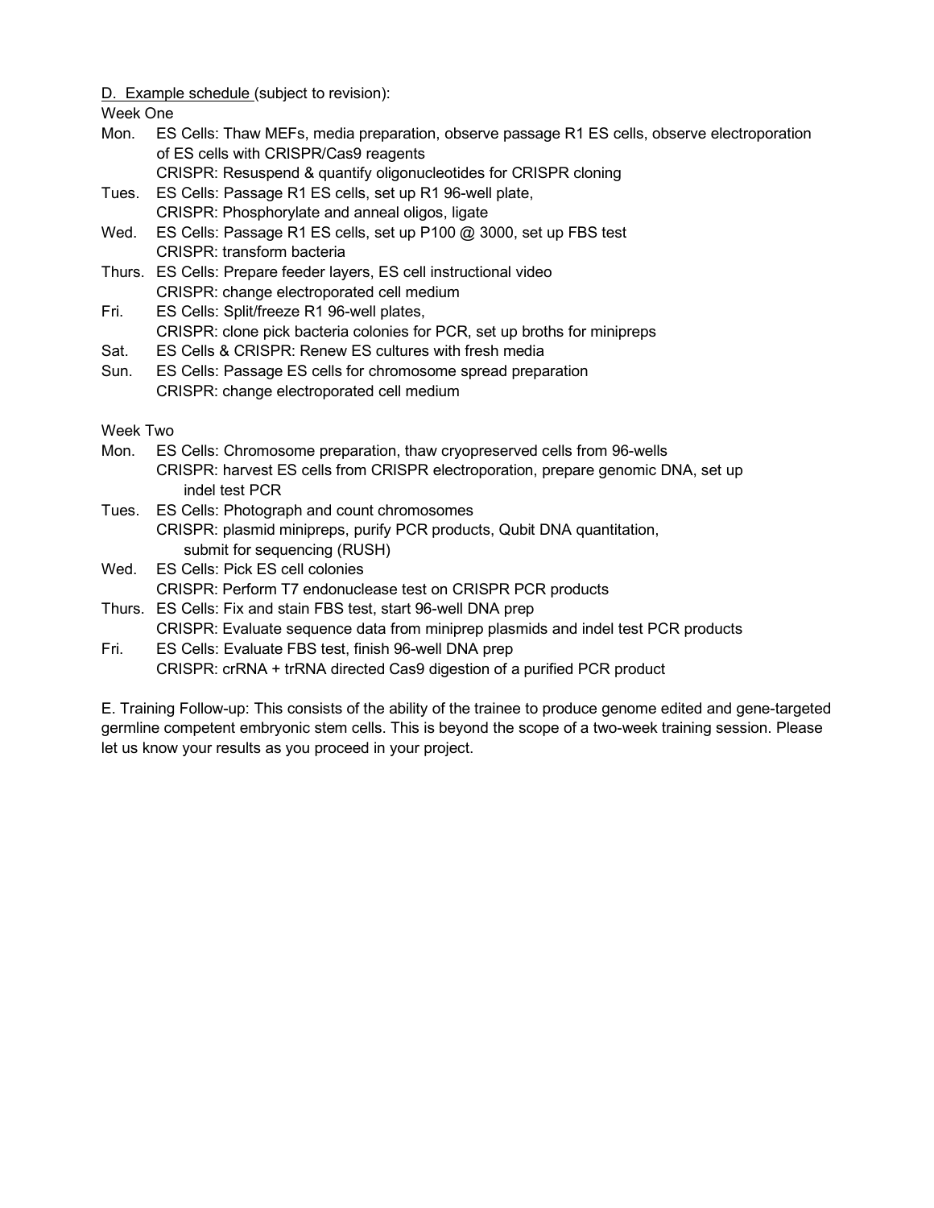D. Example schedule (subject to revision):

Week One

Mon. ES Cells: Thaw MEFs, media preparation, observe passage R1 ES cells, observe electroporation of ES cells with CRISPR/Cas9 reagents
CRISPR: Resuspend & quantify oligonucleotides for CRISPR cloning

Tues. ES Cells: Passage R1 ES cells, set up R1 96-well plate,
CRISPR: Phosphorylate and anneal oligos, ligate

Wed. ES Cells: Passage R1 ES cells, set up P100 @ 3000, set up FBS test
CRISPR: transform bacteria

Thurs. ES Cells: Prepare feeder layers, ES cell instructional video
CRISPR: change electroporated cell medium

Fri. ES Cells: Split/freeze R1 96-well plates,
CRISPR: clone pick bacteria colonies for PCR, set up broths for minipreps

Sat. ES Cells & CRISPR: Renew ES cultures with fresh media

Sun. ES Cells: Passage ES cells for chromosome spread preparation
CRISPR: change electroporated cell medium

Week Two

Mon. ES Cells: Chromosome preparation, thaw cryopreserved cells from 96-wells
CRISPR: harvest ES cells from CRISPR electroporation, prepare genomic DNA, set up indel test PCR

Tues. ES Cells: Photograph and count chromosomes
CRISPR: plasmid minipreps, purify PCR products, Qubit DNA quantitation, submit for sequencing (RUSH)

Wed. ES Cells: Pick ES cell colonies
CRISPR: Perform T7 endonuclease test on CRISPR PCR products

Thurs. ES Cells: Fix and stain FBS test, start 96-well DNA prep
CRISPR: Evaluate sequence data from miniprep plasmids and indel test PCR products

Fri. ES Cells: Evaluate FBS test, finish 96-well DNA prep
CRISPR: crRNA + trRNA directed Cas9 digestion of a purified PCR product

E. Training Follow-up: This consists of the ability of the trainee to produce genome edited and gene-targeted germline competent embryonic stem cells. This is beyond the scope of a two-week training session. Please let us know your results as you proceed in your project.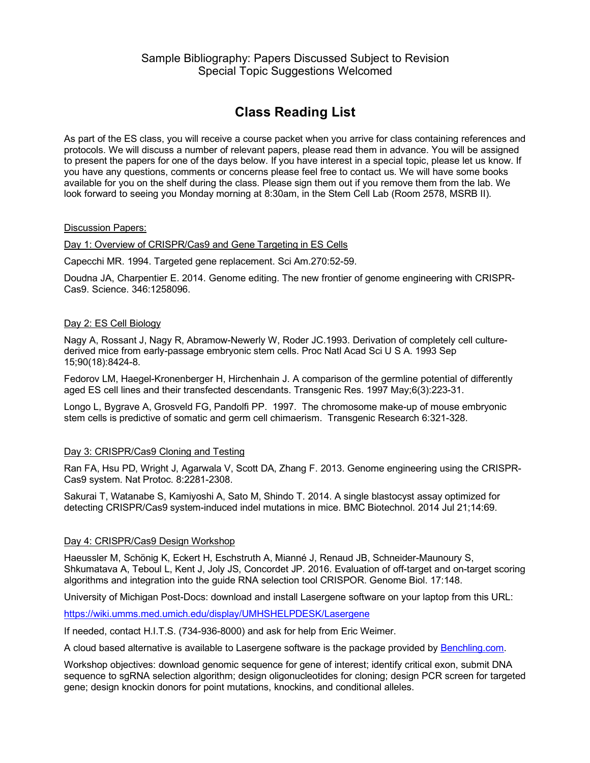Sample Bibliography: Papers Discussed Subject to Revision
Special Topic Suggestions Welcomed

# Class Reading List

As part of the ES class, you will receive a course packet when you arrive for class containing references and protocols. We will discuss a number of relevant papers, please read them in advance. You will be assigned to present the papers for one of the days below. If you have interest in a special topic, please let us know. If you have any questions, comments or concerns please feel free to contact us. We will have some books available for you on the shelf during the class. Please sign them out if you remove them from the lab. We look forward to seeing you Monday morning at 8:30am, in the Stem Cell Lab (Room 2578, MSRB II).

Discussion Papers:

Day 1: Overview of CRISPR/Cas9 and Gene Targeting in ES Cells

Capecchi MR. 1994. Targeted gene replacement. Sci Am.270:52-59.

Doudna JA, Charpentier E. 2014. Genome editing. The new frontier of genome engineering with CRISPR-Cas9. Science. 346:1258096.

Day 2: ES Cell Biology

Nagy A, Rossant J, Nagy R, Abramow-Newerly W, Roder JC.1993. Derivation of completely cell culture-derived mice from early-passage embryonic stem cells. Proc Natl Acad Sci U S A. 1993 Sep 15;90(18):8424-8.

Fedorov LM, Haegel-Kronenberger H, Hirchenhain J. A comparison of the germline potential of differently aged ES cell lines and their transfected descendants. Transgenic Res. 1997 May;6(3):223-31.

Longo L, Bygrave A, Grosveld FG, Pandolfi PP. 1997. The chromosome make-up of mouse embryonic stem cells is predictive of somatic and germ cell chimaerism. Transgenic Research 6:321-328.

Day 3: CRISPR/Cas9 Cloning and Testing

Ran FA, Hsu PD, Wright J, Agarwala V, Scott DA, Zhang F. 2013. Genome engineering using the CRISPR-Cas9 system. Nat Protoc. 8:2281-2308.

Sakurai T, Watanabe S, Kamiyoshi A, Sato M, Shindo T. 2014. A single blastocyst assay optimized for detecting CRISPR/Cas9 system-induced indel mutations in mice. BMC Biotechnol. 2014 Jul 21;14:69.

Day 4: CRISPR/Cas9 Design Workshop

Haeussler M, Schönig K, Eckert H, Eschstruth A, Mianné J, Renaud JB, Schneider-Maunoury S, Shkumatava A, Teboul L, Kent J, Joly JS, Concordet JP. 2016. Evaluation of off-target and on-target scoring algorithms and integration into the guide RNA selection tool CRISPOR. Genome Biol. 17:148.

University of Michigan Post-Docs: download and install Lasergene software on your laptop from this URL:

https://wiki.umms.med.umich.edu/display/UMHSHELPDESK/Lasergene

If needed, contact H.I.T.S. (734-936-8000) and ask for help from Eric Weimer.

A cloud based alternative is available to Lasergene software is the package provided by Benchling.com.

Workshop objectives: download genomic sequence for gene of interest; identify critical exon, submit DNA sequence to sgRNA selection algorithm; design oligonucleotides for cloning; design PCR screen for targeted gene; design knockin donors for point mutations, knockins, and conditional alleles.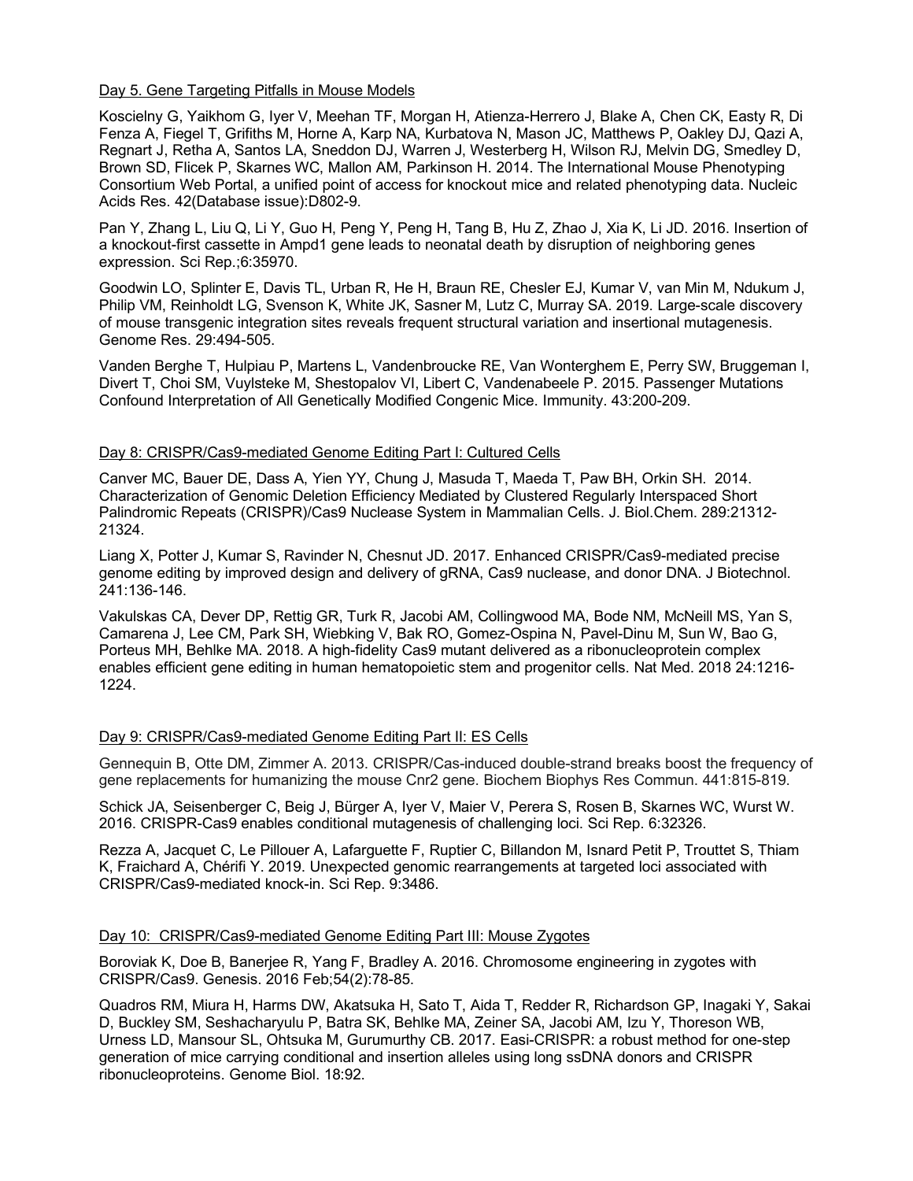Day 5. Gene Targeting Pitfalls in Mouse Models

Koscielny G, Yaikhom G, Iyer V, Meehan TF, Morgan H, Atienza-Herrero J, Blake A, Chen CK, Easty R, Di Fenza A, Fiegel T, Grifiths M, Horne A, Karp NA, Kurbatova N, Mason JC, Matthews P, Oakley DJ, Qazi A, Regnart J, Retha A, Santos LA, Sneddon DJ, Warren J, Westerberg H, Wilson RJ, Melvin DG, Smedley D, Brown SD, Flicek P, Skarnes WC, Mallon AM, Parkinson H. 2014. The International Mouse Phenotyping Consortium Web Portal, a unified point of access for knockout mice and related phenotyping data. Nucleic Acids Res. 42(Database issue):D802-9.

Pan Y, Zhang L, Liu Q, Li Y, Guo H, Peng Y, Peng H, Tang B, Hu Z, Zhao J, Xia K, Li JD. 2016. Insertion of a knockout-first cassette in Ampd1 gene leads to neonatal death by disruption of neighboring genes expression. Sci Rep.;6:35970.

Goodwin LO, Splinter E, Davis TL, Urban R, He H, Braun RE, Chesler EJ, Kumar V, van Min M, Ndukum J, Philip VM, Reinholdt LG, Svenson K, White JK, Sasner M, Lutz C, Murray SA. 2019. Large-scale discovery of mouse transgenic integration sites reveals frequent structural variation and insertional mutagenesis. Genome Res. 29:494-505.

Vanden Berghe T, Hulpiau P, Martens L, Vandenbroucke RE, Van Wonterghem E, Perry SW, Bruggeman I, Divert T, Choi SM, Vuylsteke M, Shestopalov VI, Libert C, Vandenabeele P. 2015. Passenger Mutations Confound Interpretation of All Genetically Modified Congenic Mice. Immunity. 43:200-209.

Day 8: CRISPR/Cas9-mediated Genome Editing Part I: Cultured Cells

Canver MC, Bauer DE, Dass A, Yien YY, Chung J, Masuda T, Maeda T, Paw BH, Orkin SH. 2014. Characterization of Genomic Deletion Efficiency Mediated by Clustered Regularly Interspaced Short Palindromic Repeats (CRISPR)/Cas9 Nuclease System in Mammalian Cells. J. Biol.Chem. 289:21312-21324.

Liang X, Potter J, Kumar S, Ravinder N, Chesnut JD. 2017. Enhanced CRISPR/Cas9-mediated precise genome editing by improved design and delivery of gRNA, Cas9 nuclease, and donor DNA. J Biotechnol. 241:136-146.

Vakulskas CA, Dever DP, Rettig GR, Turk R, Jacobi AM, Collingwood MA, Bode NM, McNeill MS, Yan S, Camarena J, Lee CM, Park SH, Wiebking V, Bak RO, Gomez-Ospina N, Pavel-Dinu M, Sun W, Bao G, Porteus MH, Behlke MA. 2018. A high-fidelity Cas9 mutant delivered as a ribonucleoprotein complex enables efficient gene editing in human hematopoietic stem and progenitor cells. Nat Med. 2018 24:1216-1224.

Day 9: CRISPR/Cas9-mediated Genome Editing Part II: ES Cells

Gennequin B, Otte DM, Zimmer A. 2013. CRISPR/Cas-induced double-strand breaks boost the frequency of gene replacements for humanizing the mouse Cnr2 gene. Biochem Biophys Res Commun. 441:815-819.

Schick JA, Seisenberger C, Beig J, Bürger A, Iyer V, Maier V, Perera S, Rosen B, Skarnes WC, Wurst W. 2016. CRISPR-Cas9 enables conditional mutagenesis of challenging loci. Sci Rep. 6:32326.

Rezza A, Jacquet C, Le Pillouer A, Lafarguette F, Ruptier C, Billandon M, Isnard Petit P, Trouttet S, Thiam K, Fraichard A, Chérifi Y. 2019. Unexpected genomic rearrangements at targeted loci associated with CRISPR/Cas9-mediated knock-in. Sci Rep. 9:3486.

Day 10: CRISPR/Cas9-mediated Genome Editing Part III: Mouse Zygotes

Boroviak K, Doe B, Banerjee R, Yang F, Bradley A. 2016. Chromosome engineering in zygotes with CRISPR/Cas9. Genesis. 2016 Feb;54(2):78-85.

Quadros RM, Miura H, Harms DW, Akatsuka H, Sato T, Aida T, Redder R, Richardson GP, Inagaki Y, Sakai D, Buckley SM, Seshacharyulu P, Batra SK, Behlke MA, Zeiner SA, Jacobi AM, Izu Y, Thoreson WB, Urness LD, Mansour SL, Ohtsuka M, Gurumurthy CB. 2017. Easi-CRISPR: a robust method for one-step generation of mice carrying conditional and insertion alleles using long ssDNA donors and CRISPR ribonucleoproteins. Genome Biol. 18:92.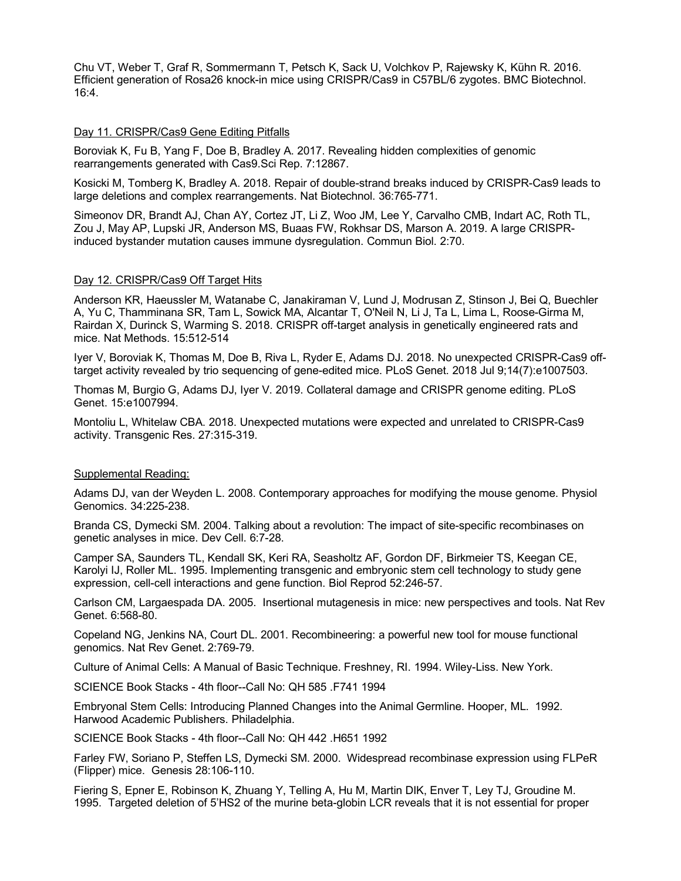Chu VT, Weber T, Graf R, Sommermann T, Petsch K, Sack U, Volchkov P, Rajewsky K, Kühn R. 2016. Efficient generation of Rosa26 knock-in mice using CRISPR/Cas9 in C57BL/6 zygotes. BMC Biotechnol. 16:4.

Day 11. CRISPR/Cas9 Gene Editing Pitfalls

Boroviak K, Fu B, Yang F, Doe B, Bradley A. 2017. Revealing hidden complexities of genomic rearrangements generated with Cas9.Sci Rep. 7:12867.

Kosicki M, Tomberg K, Bradley A. 2018. Repair of double-strand breaks induced by CRISPR-Cas9 leads to large deletions and complex rearrangements. Nat Biotechnol. 36:765-771.

Simeonov DR, Brandt AJ, Chan AY, Cortez JT, Li Z, Woo JM, Lee Y, Carvalho CMB, Indart AC, Roth TL, Zou J, May AP, Lupski JR, Anderson MS, Buaas FW, Rokhsar DS, Marson A. 2019. A large CRISPR-induced bystander mutation causes immune dysregulation. Commun Biol. 2:70.

Day 12. CRISPR/Cas9 Off Target Hits

Anderson KR, Haeussler M, Watanabe C, Janakiraman V, Lund J, Modrusan Z, Stinson J, Bei Q, Buechler A, Yu C, Thamminana SR, Tam L, Sowick MA, Alcantar T, O'Neil N, Li J, Ta L, Lima L, Roose-Girma M, Rairdan X, Durinck S, Warming S. 2018. CRISPR off-target analysis in genetically engineered rats and mice. Nat Methods. 15:512-514

Iyer V, Boroviak K, Thomas M, Doe B, Riva L, Ryder E, Adams DJ. 2018. No unexpected CRISPR-Cas9 off-target activity revealed by trio sequencing of gene-edited mice. PLoS Genet. 2018 Jul 9;14(7):e1007503.

Thomas M, Burgio G, Adams DJ, Iyer V. 2019. Collateral damage and CRISPR genome editing. PLoS Genet. 15:e1007994.

Montoliu L, Whitelaw CBA. 2018. Unexpected mutations were expected and unrelated to CRISPR-Cas9 activity. Transgenic Res. 27:315-319.

Supplemental Reading:

Adams DJ, van der Weyden L. 2008. Contemporary approaches for modifying the mouse genome. Physiol Genomics. 34:225-238.

Branda CS, Dymecki SM. 2004. Talking about a revolution: The impact of site-specific recombinases on genetic analyses in mice. Dev Cell. 6:7-28.

Camper SA, Saunders TL, Kendall SK, Keri RA, Seasholtz AF, Gordon DF, Birkmeier TS, Keegan CE, Karolyi IJ, Roller ML. 1995. Implementing transgenic and embryonic stem cell technology to study gene expression, cell-cell interactions and gene function. Biol Reprod 52:246-57.

Carlson CM, Largaespada DA. 2005. Insertional mutagenesis in mice: new perspectives and tools. Nat Rev Genet. 6:568-80.

Copeland NG, Jenkins NA, Court DL. 2001. Recombineering: a powerful new tool for mouse functional genomics. Nat Rev Genet. 2:769-79.

Culture of Animal Cells: A Manual of Basic Technique. Freshney, RI. 1994. Wiley-Liss. New York.

SCIENCE Book Stacks - 4th floor--Call No: QH 585 .F741 1994

Embryonal Stem Cells: Introducing Planned Changes into the Animal Germline. Hooper, ML. 1992. Harwood Academic Publishers. Philadelphia.

SCIENCE Book Stacks - 4th floor--Call No: QH 442 .H651 1992

Farley FW, Soriano P, Steffen LS, Dymecki SM. 2000. Widespread recombinase expression using FLPeR (Flipper) mice. Genesis 28:106-110.

Fiering S, Epner E, Robinson K, Zhuang Y, Telling A, Hu M, Martin DIK, Enver T, Ley TJ, Groudine M. 1995. Targeted deletion of 5'HS2 of the murine beta-globin LCR reveals that it is not essential for proper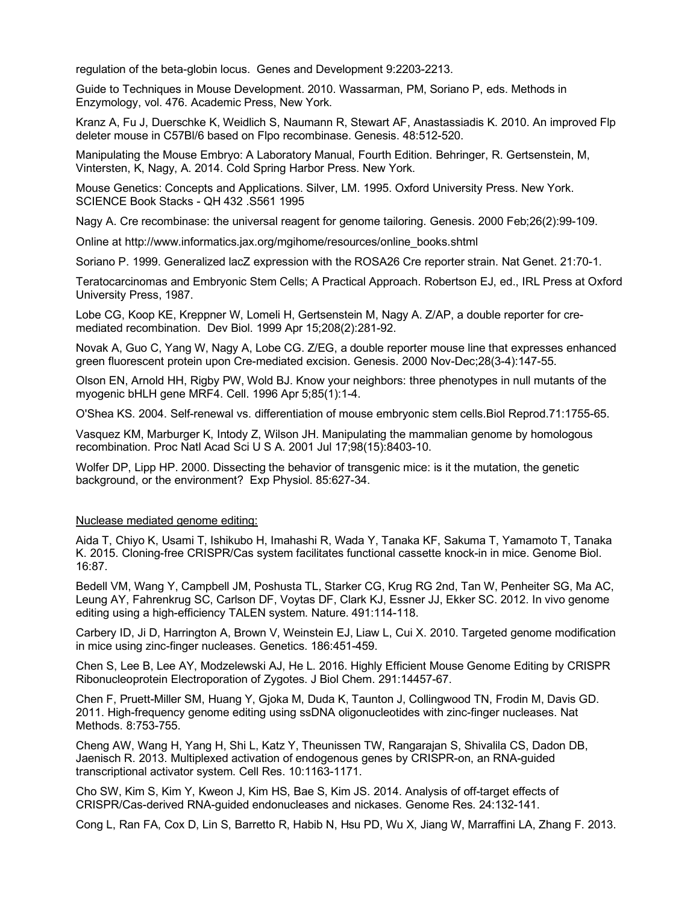regulation of the beta-globin locus. Genes and Development 9:2203-2213.

Guide to Techniques in Mouse Development. 2010. Wassarman, PM, Soriano P, eds. Methods in Enzymology, vol. 476. Academic Press, New York.

Kranz A, Fu J, Duerschke K, Weidlich S, Naumann R, Stewart AF, Anastassiadis K. 2010. An improved Flp deleter mouse in C57Bl/6 based on Flpo recombinase. Genesis. 48:512-520.

Manipulating the Mouse Embryo: A Laboratory Manual, Fourth Edition. Behringer, R. Gertsenstein, M, Vintersten, K, Nagy, A. 2014. Cold Spring Harbor Press. New York.

Mouse Genetics: Concepts and Applications. Silver, LM. 1995. Oxford University Press. New York. SCIENCE Book Stacks - QH 432 .S561 1995

Nagy A. Cre recombinase: the universal reagent for genome tailoring. Genesis. 2000 Feb;26(2):99-109.

Online at http://www.informatics.jax.org/mgihome/resources/online_books.shtml

Soriano P. 1999. Generalized lacZ expression with the ROSA26 Cre reporter strain. Nat Genet. 21:70-1.

Teratocarcinomas and Embryonic Stem Cells; A Practical Approach. Robertson EJ, ed., IRL Press at Oxford University Press, 1987.

Lobe CG, Koop KE, Kreppner W, Lomeli H, Gertsenstein M, Nagy A. Z/AP, a double reporter for cre-mediated recombination. Dev Biol. 1999 Apr 15;208(2):281-92.

Novak A, Guo C, Yang W, Nagy A, Lobe CG. Z/EG, a double reporter mouse line that expresses enhanced green fluorescent protein upon Cre-mediated excision. Genesis. 2000 Nov-Dec;28(3-4):147-55.

Olson EN, Arnold HH, Rigby PW, Wold BJ. Know your neighbors: three phenotypes in null mutants of the myogenic bHLH gene MRF4. Cell. 1996 Apr 5;85(1):1-4.

O'Shea KS. 2004. Self-renewal vs. differentiation of mouse embryonic stem cells.Biol Reprod.71:1755-65.

Vasquez KM, Marburger K, Intody Z, Wilson JH. Manipulating the mammalian genome by homologous recombination. Proc Natl Acad Sci U S A. 2001 Jul 17;98(15):8403-10.

Wolfer DP, Lipp HP. 2000. Dissecting the behavior of transgenic mice: is it the mutation, the genetic background, or the environment? Exp Physiol. 85:627-34.

Nuclease mediated genome editing:

Aida T, Chiyo K, Usami T, Ishikubo H, Imahashi R, Wada Y, Tanaka KF, Sakuma T, Yamamoto T, Tanaka K. 2015. Cloning-free CRISPR/Cas system facilitates functional cassette knock-in in mice. Genome Biol. 16:87.

Bedell VM, Wang Y, Campbell JM, Poshusta TL, Starker CG, Krug RG 2nd, Tan W, Penheiter SG, Ma AC, Leung AY, Fahrenkrug SC, Carlson DF, Voytas DF, Clark KJ, Essner JJ, Ekker SC. 2012. In vivo genome editing using a high-efficiency TALEN system. Nature. 491:114-118.

Carbery ID, Ji D, Harrington A, Brown V, Weinstein EJ, Liaw L, Cui X. 2010. Targeted genome modification in mice using zinc-finger nucleases. Genetics. 186:451-459.

Chen S, Lee B, Lee AY, Modzelewski AJ, He L. 2016. Highly Efficient Mouse Genome Editing by CRISPR Ribonucleoprotein Electroporation of Zygotes. J Biol Chem. 291:14457-67.

Chen F, Pruett-Miller SM, Huang Y, Gjoka M, Duda K, Taunton J, Collingwood TN, Frodin M, Davis GD. 2011. High-frequency genome editing using ssDNA oligonucleotides with zinc-finger nucleases. Nat Methods. 8:753-755.

Cheng AW, Wang H, Yang H, Shi L, Katz Y, Theunissen TW, Rangarajan S, Shivalila CS, Dadon DB, Jaenisch R. 2013. Multiplexed activation of endogenous genes by CRISPR-on, an RNA-guided transcriptional activator system. Cell Res. 10:1163-1171.

Cho SW, Kim S, Kim Y, Kweon J, Kim HS, Bae S, Kim JS. 2014. Analysis of off-target effects of CRISPR/Cas-derived RNA-guided endonucleases and nickases. Genome Res. 24:132-141.

Cong L, Ran FA, Cox D, Lin S, Barretto R, Habib N, Hsu PD, Wu X, Jiang W, Marraffini LA, Zhang F. 2013.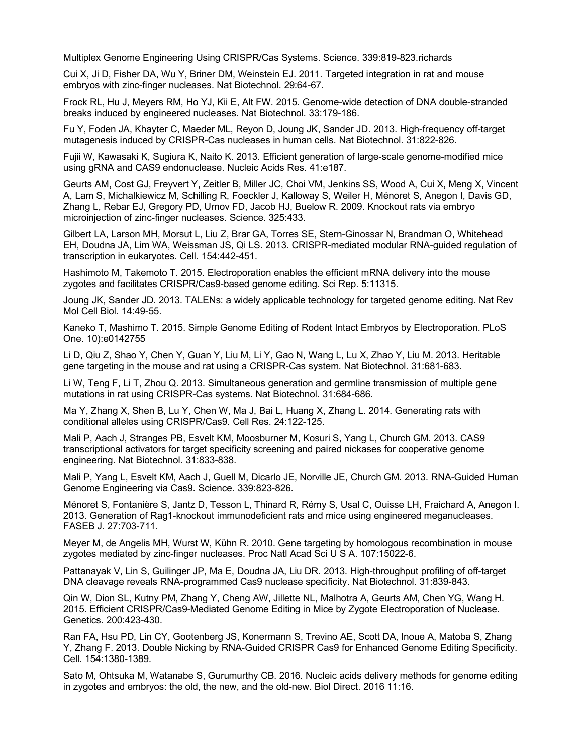Multiplex Genome Engineering Using CRISPR/Cas Systems. Science. 339:819-823.richards

Cui X, Ji D, Fisher DA, Wu Y, Briner DM, Weinstein EJ. 2011. Targeted integration in rat and mouse embryos with zinc-finger nucleases. Nat Biotechnol. 29:64-67.

Frock RL, Hu J, Meyers RM, Ho YJ, Kii E, Alt FW. 2015. Genome-wide detection of DNA double-stranded breaks induced by engineered nucleases. Nat Biotechnol. 33:179-186.

Fu Y, Foden JA, Khayter C, Maeder ML, Reyon D, Joung JK, Sander JD. 2013. High-frequency off-target mutagenesis induced by CRISPR-Cas nucleases in human cells. Nat Biotechnol. 31:822-826.

Fujii W, Kawasaki K, Sugiura K, Naito K. 2013. Efficient generation of large-scale genome-modified mice using gRNA and CAS9 endonuclease. Nucleic Acids Res. 41:e187.

Geurts AM, Cost GJ, Freyvert Y, Zeitler B, Miller JC, Choi VM, Jenkins SS, Wood A, Cui X, Meng X, Vincent A, Lam S, Michalkiewicz M, Schilling R, Foeckler J, Kalloway S, Weiler H, Ménoret S, Anegon I, Davis GD, Zhang L, Rebar EJ, Gregory PD, Urnov FD, Jacob HJ, Buelow R. 2009. Knockout rats via embryo microinjection of zinc-finger nucleases. Science. 325:433.

Gilbert LA, Larson MH, Morsut L, Liu Z, Brar GA, Torres SE, Stern-Ginossar N, Brandman O, Whitehead EH, Doudna JA, Lim WA, Weissman JS, Qi LS. 2013. CRISPR-mediated modular RNA-guided regulation of transcription in eukaryotes. Cell. 154:442-451.

Hashimoto M, Takemoto T. 2015. Electroporation enables the efficient mRNA delivery into the mouse zygotes and facilitates CRISPR/Cas9-based genome editing. Sci Rep. 5:11315.

Joung JK, Sander JD. 2013. TALENs: a widely applicable technology for targeted genome editing. Nat Rev Mol Cell Biol. 14:49-55.

Kaneko T, Mashimo T. 2015. Simple Genome Editing of Rodent Intact Embryos by Electroporation. PLoS One. 10):e0142755

Li D, Qiu Z, Shao Y, Chen Y, Guan Y, Liu M, Li Y, Gao N, Wang L, Lu X, Zhao Y, Liu M. 2013. Heritable gene targeting in the mouse and rat using a CRISPR-Cas system. Nat Biotechnol. 31:681-683.

Li W, Teng F, Li T, Zhou Q. 2013. Simultaneous generation and germline transmission of multiple gene mutations in rat using CRISPR-Cas systems. Nat Biotechnol. 31:684-686.

Ma Y, Zhang X, Shen B, Lu Y, Chen W, Ma J, Bai L, Huang X, Zhang L. 2014. Generating rats with conditional alleles using CRISPR/Cas9. Cell Res. 24:122-125.

Mali P, Aach J, Stranges PB, Esvelt KM, Moosburner M, Kosuri S, Yang L, Church GM. 2013. CAS9 transcriptional activators for target specificity screening and paired nickases for cooperative genome engineering. Nat Biotechnol. 31:833-838.

Mali P, Yang L, Esvelt KM, Aach J, Guell M, Dicarlo JE, Norville JE, Church GM. 2013. RNA-Guided Human Genome Engineering via Cas9. Science. 339:823-826.

Ménoret S, Fontanière S, Jantz D, Tesson L, Thinard R, Rémy S, Usal C, Ouisse LH, Fraichard A, Anegon I. 2013. Generation of Rag1-knockout immunodeficient rats and mice using engineered meganucleases. FASEB J. 27:703-711.

Meyer M, de Angelis MH, Wurst W, Kühn R. 2010. Gene targeting by homologous recombination in mouse zygotes mediated by zinc-finger nucleases. Proc Natl Acad Sci U S A. 107:15022-6.

Pattanayak V, Lin S, Guilinger JP, Ma E, Doudna JA, Liu DR. 2013. High-throughput profiling of off-target DNA cleavage reveals RNA-programmed Cas9 nuclease specificity. Nat Biotechnol. 31:839-843.

Qin W, Dion SL, Kutny PM, Zhang Y, Cheng AW, Jillette NL, Malhotra A, Geurts AM, Chen YG, Wang H. 2015. Efficient CRISPR/Cas9-Mediated Genome Editing in Mice by Zygote Electroporation of Nuclease. Genetics. 200:423-430.

Ran FA, Hsu PD, Lin CY, Gootenberg JS, Konermann S, Trevino AE, Scott DA, Inoue A, Matoba S, Zhang Y, Zhang F. 2013. Double Nicking by RNA-Guided CRISPR Cas9 for Enhanced Genome Editing Specificity. Cell. 154:1380-1389.

Sato M, Ohtsuka M, Watanabe S, Gurumurthy CB. 2016. Nucleic acids delivery methods for genome editing in zygotes and embryos: the old, the new, and the old-new. Biol Direct. 2016 11:16.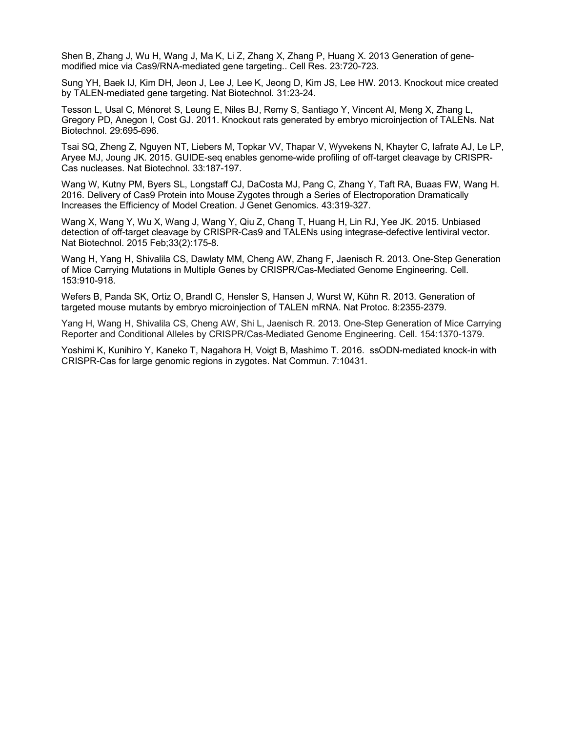Shen B, Zhang J, Wu H, Wang J, Ma K, Li Z, Zhang X, Zhang P, Huang X. 2013 Generation of gene-modified mice via Cas9/RNA-mediated gene targeting.. Cell Res. 23:720-723.

Sung YH, Baek IJ, Kim DH, Jeon J, Lee J, Lee K, Jeong D, Kim JS, Lee HW. 2013. Knockout mice created by TALEN-mediated gene targeting. Nat Biotechnol. 31:23-24.

Tesson L, Usal C, Ménoret S, Leung E, Niles BJ, Remy S, Santiago Y, Vincent AI, Meng X, Zhang L, Gregory PD, Anegon I, Cost GJ. 2011. Knockout rats generated by embryo microinjection of TALENs. Nat Biotechnol. 29:695-696.

Tsai SQ, Zheng Z, Nguyen NT, Liebers M, Topkar VV, Thapar V, Wyvekens N, Khayter C, Iafrate AJ, Le LP, Aryee MJ, Joung JK. 2015. GUIDE-seq enables genome-wide profiling of off-target cleavage by CRISPR-Cas nucleases. Nat Biotechnol. 33:187-197.

Wang W, Kutny PM, Byers SL, Longstaff CJ, DaCosta MJ, Pang C, Zhang Y, Taft RA, Buaas FW, Wang H. 2016. Delivery of Cas9 Protein into Mouse Zygotes through a Series of Electroporation Dramatically Increases the Efficiency of Model Creation. J Genet Genomics. 43:319-327.

Wang X, Wang Y, Wu X, Wang J, Wang Y, Qiu Z, Chang T, Huang H, Lin RJ, Yee JK. 2015. Unbiased detection of off-target cleavage by CRISPR-Cas9 and TALENs using integrase-defective lentiviral vector. Nat Biotechnol. 2015 Feb;33(2):175-8.

Wang H, Yang H, Shivalila CS, Dawlaty MM, Cheng AW, Zhang F, Jaenisch R. 2013. One-Step Generation of Mice Carrying Mutations in Multiple Genes by CRISPR/Cas-Mediated Genome Engineering. Cell. 153:910-918.

Wefers B, Panda SK, Ortiz O, Brandl C, Hensler S, Hansen J, Wurst W, Kühn R. 2013. Generation of targeted mouse mutants by embryo microinjection of TALEN mRNA. Nat Protoc. 8:2355-2379.

Yang H, Wang H, Shivalila CS, Cheng AW, Shi L, Jaenisch R. 2013. One-Step Generation of Mice Carrying Reporter and Conditional Alleles by CRISPR/Cas-Mediated Genome Engineering. Cell. 154:1370-1379.

Yoshimi K, Kunihiro Y, Kaneko T, Nagahora H, Voigt B, Mashimo T. 2016. ssODN-mediated knock-in with CRISPR-Cas for large genomic regions in zygotes. Nat Commun. 7:10431.